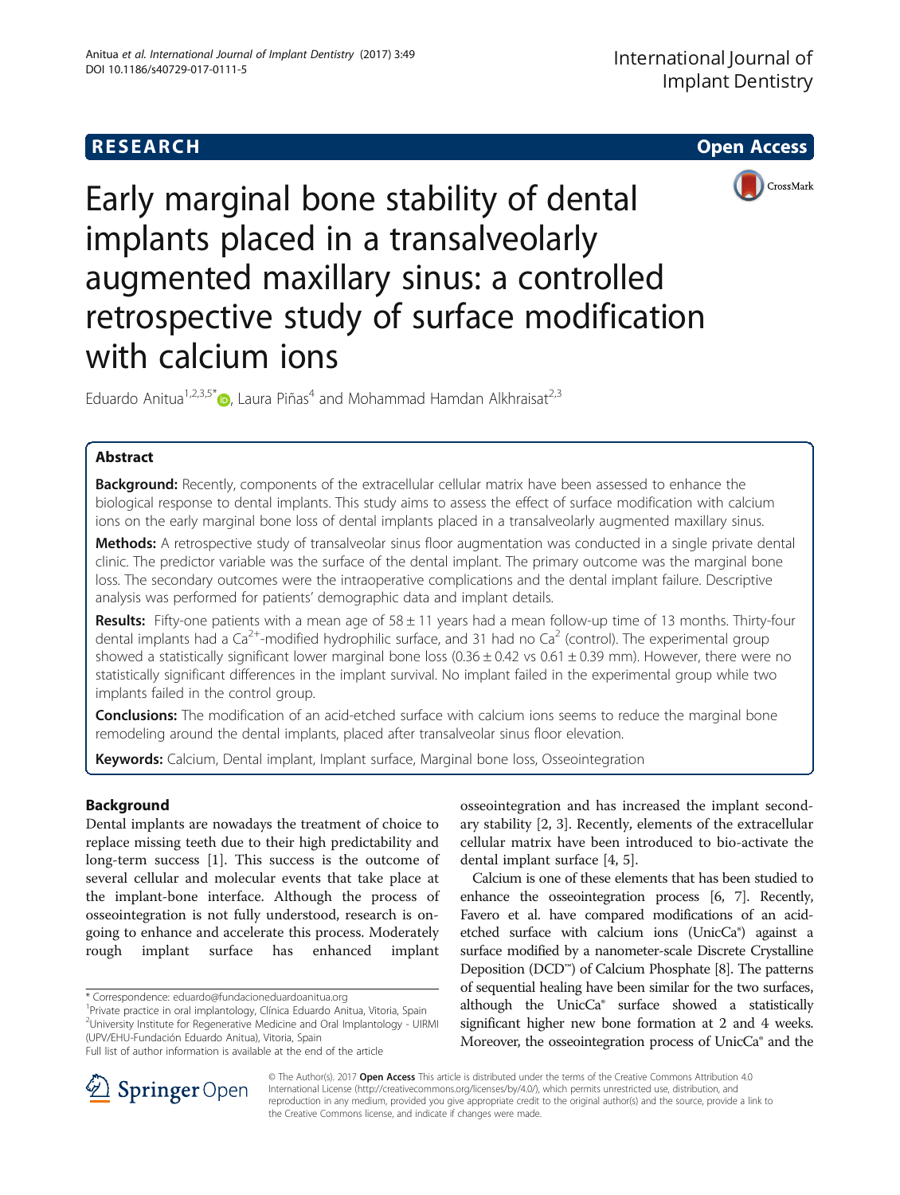RESEARCH Open Access

# Early marginal bone stability of dental implants placed in a transalveolarly augmented maxillary sinus: a controlled retrospective study of surface modification with calcium ions

Eduardo Anitua[1,2,3,5*], Laura Piñas[4] and Mohammad Hamdan Alkhraisat[2,3]

## Abstract

**Background:** Recently, components of the extracellular cellular matrix have been assessed to enhance the biological response to dental implants. This study aims to assess the effect of surface modification with calcium ions on the early marginal bone loss of dental implants placed in a transalveolarly augmented maxillary sinus.

**Methods:** A retrospective study of transalveolar sinus floor augmentation was conducted in a single private dental clinic. The predictor variable was the surface of the dental implant. The primary outcome was the marginal bone loss. The secondary outcomes were the intraoperative complications and the dental implant failure. Descriptive analysis was performed for patients' demographic data and implant details.

**Results:** Fifty-one patients with a mean age of 58 ± 11 years had a mean follow-up time of 13 months. Thirty-four dental implants had a $Ca^{2+}$-modified hydrophilic surface, and 31 had no $Ca^2$ (control). The experimental group showed a statistically significant lower marginal bone loss (0.36 ± 0.42 vs 0.61 ± 0.39 mm). However, there were no statistically significant differences in the implant survival. No implant failed in the experimental group while two implants failed in the control group.

**Conclusions:** The modification of an acid-etched surface with calcium ions seems to reduce the marginal bone remodeling around the dental implants, placed after transalveolar sinus floor elevation.

**Keywords:** Calcium, Dental implant, Implant surface, Marginal bone loss, Osseointegration

## Background

Dental implants are nowadays the treatment of choice to replace missing teeth due to their high predictability and long-term success [1]. This success is the outcome of several cellular and molecular events that take place at the implant-bone interface. Although the process of osseointegration is not fully understood, research is ongoing to enhance and accelerate this process. Moderately rough implant surface has enhanced implant osseointegration and has increased the implant secondary stability [2, 3]. Recently, elements of the extracellular cellular matrix have been introduced to bio-activate the dental implant surface [4, 5].

Calcium is one of these elements that has been studied to enhance the osseointegration process [6, 7]. Recently, Favero et al. have compared modifications of an acid-etched surface with calcium ions (UnicCa®) against a surface modified by a nanometer-scale Discrete Crystalline Deposition (DCD™) of Calcium Phosphate [8]. The patterns of sequential healing have been similar for the two surfaces, although the UnicCa® surface showed a statistically significant higher new bone formation at 2 and 4 weeks. Moreover, the osseointegration process of UnicCa® and the

* Correspondence: eduardo@fundacioneduardoanitua.org
[1]Private practice in oral implantology, Clínica Eduardo Anitua, Vitoria, Spain
[2]University Institute for Regenerative Medicine and Oral Implantology - UIRMI (UPV/EHU-Fundación Eduardo Anitua), Vitoria, Spain
Full list of author information is available at the end of the article

© The Author(s). 2017 **Open Access** This article is distributed under the terms of the Creative Commons Attribution 4.0 International License (http://creativecommons.org/licenses/by/4.0/), which permits unrestricted use, distribution, and reproduction in any medium, provided you give appropriate credit to the original author(s) and the source, provide a link to the Creative Commons license, and indicate if changes were made.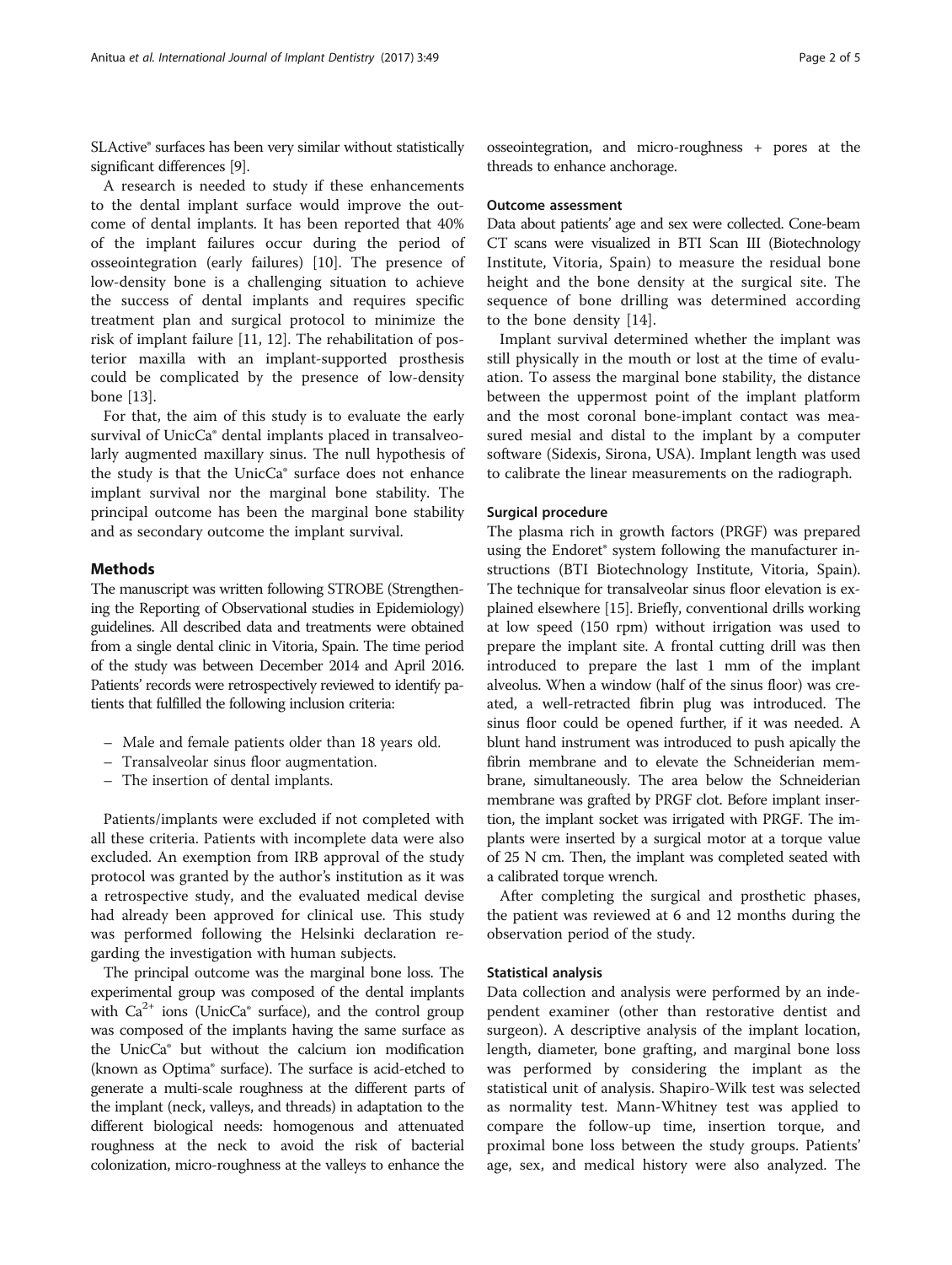SLActive® surfaces has been very similar without statistically significant differences [9].

A research is needed to study if these enhancements to the dental implant surface would improve the outcome of dental implants. It has been reported that 40% of the implant failures occur during the period of osseointegration (early failures) [10]. The presence of low-density bone is a challenging situation to achieve the success of dental implants and requires specific treatment plan and surgical protocol to minimize the risk of implant failure [11, 12]. The rehabilitation of posterior maxilla with an implant-supported prosthesis could be complicated by the presence of low-density bone [13].

For that, the aim of this study is to evaluate the early survival of UnicCa® dental implants placed in transalveolarly augmented maxillary sinus. The null hypothesis of the study is that the UnicCa® surface does not enhance implant survival nor the marginal bone stability. The principal outcome has been the marginal bone stability and as secondary outcome the implant survival.

## Methods

The manuscript was written following STROBE (Strengthening the Reporting of Observational studies in Epidemiology) guidelines. All described data and treatments were obtained from a single dental clinic in Vitoria, Spain. The time period of the study was between December 2014 and April 2016. Patients' records were retrospectively reviewed to identify patients that fulfilled the following inclusion criteria:

- Male and female patients older than 18 years old.
- Transalveolar sinus floor augmentation.
- The insertion of dental implants.

Patients/implants were excluded if not completed with all these criteria. Patients with incomplete data were also excluded. An exemption from IRB approval of the study protocol was granted by the author's institution as it was a retrospective study, and the evaluated medical devise had already been approved for clinical use. This study was performed following the Helsinki declaration regarding the investigation with human subjects.

The principal outcome was the marginal bone loss. The experimental group was composed of the dental implants with $Ca^{2+}$ ions (UnicCa® surface), and the control group was composed of the implants having the same surface as the UnicCa® but without the calcium ion modification (known as Optima® surface). The surface is acid-etched to generate a multi-scale roughness at the different parts of the implant (neck, valleys, and threads) in adaptation to the different biological needs: homogenous and attenuated roughness at the neck to avoid the risk of bacterial colonization, micro-roughness at the valleys to enhance the osseointegration, and micro-roughness + pores at the threads to enhance anchorage.

### Outcome assessment

Data about patients' age and sex were collected. Cone-beam CT scans were visualized in BTI Scan III (Biotechnology Institute, Vitoria, Spain) to measure the residual bone height and the bone density at the surgical site. The sequence of bone drilling was determined according to the bone density [14].

Implant survival determined whether the implant was still physically in the mouth or lost at the time of evaluation. To assess the marginal bone stability, the distance between the uppermost point of the implant platform and the most coronal bone-implant contact was measured mesial and distal to the implant by a computer software (Sidexis, Sirona, USA). Implant length was used to calibrate the linear measurements on the radiograph.

### Surgical procedure

The plasma rich in growth factors (PRGF) was prepared using the Endoret® system following the manufacturer instructions (BTI Biotechnology Institute, Vitoria, Spain). The technique for transalveolar sinus floor elevation is explained elsewhere [15]. Briefly, conventional drills working at low speed (150 rpm) without irrigation was used to prepare the implant site. A frontal cutting drill was then introduced to prepare the last 1 mm of the implant alveolus. When a window (half of the sinus floor) was created, a well-retracted fibrin plug was introduced. The sinus floor could be opened further, if it was needed. A blunt hand instrument was introduced to push apically the fibrin membrane and to elevate the Schneiderian membrane, simultaneously. The area below the Schneiderian membrane was grafted by PRGF clot. Before implant insertion, the implant socket was irrigated with PRGF. The implants were inserted by a surgical motor at a torque value of 25 N cm. Then, the implant was completed seated with a calibrated torque wrench.

After completing the surgical and prosthetic phases, the patient was reviewed at 6 and 12 months during the observation period of the study.

### Statistical analysis

Data collection and analysis were performed by an independent examiner (other than restorative dentist and surgeon). A descriptive analysis of the implant location, length, diameter, bone grafting, and marginal bone loss was performed by considering the implant as the statistical unit of analysis. Shapiro-Wilk test was selected as normality test. Mann-Whitney test was applied to compare the follow-up time, insertion torque, and proximal bone loss between the study groups. Patients' age, sex, and medical history were also analyzed. The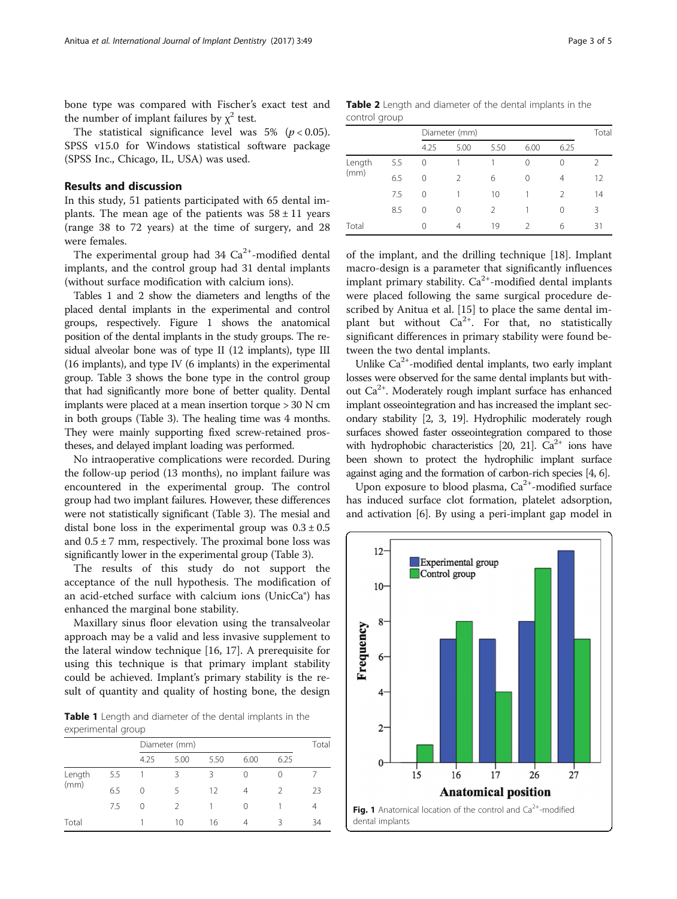bone type was compared with Fischer's exact test and the number of implant failures by $\chi^2$ test.

The statistical significance level was 5% ($p < 0.05$). SPSS v15.0 for Windows statistical software package (SPSS Inc., Chicago, IL, USA) was used.

## Results and discussion

In this study, 51 patients participated with 65 dental implants. The mean age of the patients was $58 \pm 11$ years (range 38 to 72 years) at the time of surgery, and 28 were females.

The experimental group had 34 $Ca^{2+}$-modified dental implants, and the control group had 31 dental implants (without surface modification with calcium ions).

Tables 1 and 2 show the diameters and lengths of the placed dental implants in the experimental and control groups, respectively. Figure 1 shows the anatomical position of the dental implants in the study groups. The residual alveolar bone was of type II (12 implants), type III (16 implants), and type IV (6 implants) in the experimental group. Table 3 shows the bone type in the control group that had significantly more bone of better quality. Dental implants were placed at a mean insertion torque > 30 N cm in both groups (Table 3). The healing time was 4 months. They were mainly supporting fixed screw-retained prostheses, and delayed implant loading was performed.

No intraoperative complications were recorded. During the follow-up period (13 months), no implant failure was encountered in the experimental group. The control group had two implant failures. However, these differences were not statistically significant (Table 3). The mesial and distal bone loss in the experimental group was $0.3 \pm 0.5$ and $0.5 \pm 7$ mm, respectively. The proximal bone loss was significantly lower in the experimental group (Table 3).

The results of this study do not support the acceptance of the null hypothesis. The modification of an acid-etched surface with calcium ions (UnicCa®) has enhanced the marginal bone stability.

Maxillary sinus floor elevation using the transalveolar approach may be a valid and less invasive supplement to the lateral window technique [16, 17]. A prerequisite for using this technique is that primary implant stability could be achieved. Implant's primary stability is the result of quantity and quality of hosting bone, the design of the implant, and the drilling technique [18]. Implant macro-design is a parameter that significantly influences implant primary stability. $Ca^{2+}$-modified dental implants were placed following the same surgical procedure described by Anitua et al. [15] to place the same dental implant but without $Ca^{2+}$. For that, no statistically significant differences in primary stability were found between the two dental implants.

Unlike $Ca^{2+}$-modified dental implants, two early implant losses were observed for the same dental implants but without $Ca^{2+}$. Moderately rough implant surface has enhanced implant osseointegration and has increased the implant secondary stability [2, 3, 19]. Hydrophilic moderately rough surfaces showed faster osseointegration compared to those with hydrophobic characteristics [20, 21]. $Ca^{2+}$ ions have been shown to protect the hydrophilic implant surface against aging and the formation of carbon-rich species [4, 6].

Upon exposure to blood plasma, $Ca^{2+}$-modified surface has induced surface clot formation, platelet adsorption, and activation [6]. By using a peri-implant gap model in

**Table 1** Length and diameter of the dental implants in the experimental group

| | | Diameter (mm) | | | | | Total |
|---|---|---|---|---|---|---|---|
| | | 4.25 | 5.00 | 5.50 | 6.00 | 6.25 | |
| Length (mm) | 5.5 | 1 | 3 | 3 | 0 | 0 | 7 |
| | 6.5 | 0 | 5 | 12 | 4 | 2 | 23 |
| | 7.5 | 0 | 2 | 1 | 0 | 1 | 4 |
| Total | | 1 | 10 | 16 | 4 | 3 | 34 |

**Table 2** Length and diameter of the dental implants in the control group

| | | Diameter (mm) | | | | | Total |
|---|---|---|---|---|---|---|---|
| | | 4.25 | 5.00 | 5.50 | 6.00 | 6.25 | |
| Length (mm) | 5.5 | 0 | 1 | 1 | 0 | 0 | 2 |
| | 6.5 | 0 | 2 | 6 | 0 | 4 | 12 |
| | 7.5 | 0 | 1 | 10 | 1 | 2 | 14 |
| | 8.5 | 0 | 0 | 2 | 1 | 0 | 3 |
| Total | | 0 | 4 | 19 | 2 | 6 | 31 |

**Fig. 1** Anatomical location of the control and $Ca^{2+}$-modified dental implants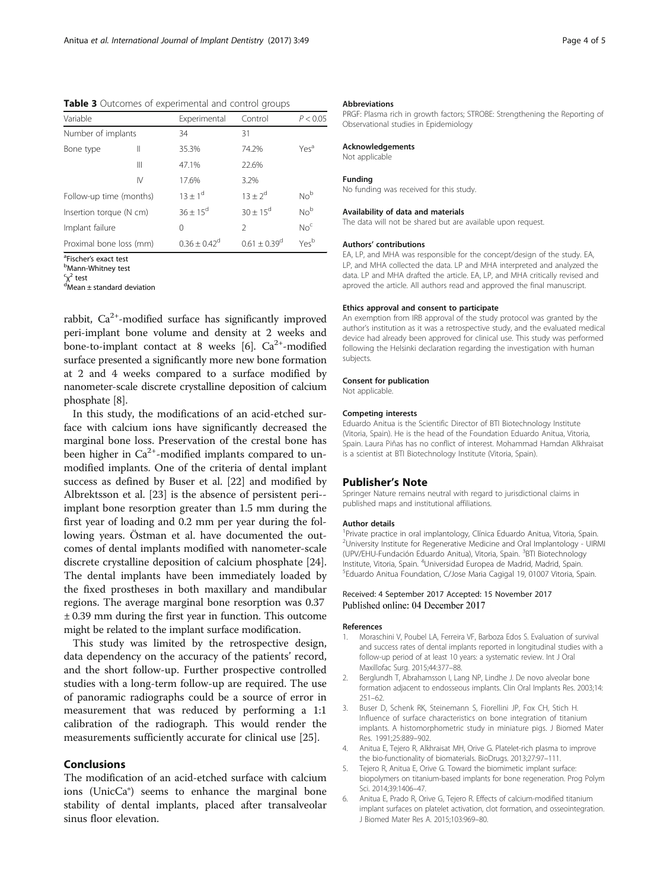**Table 3** Outcomes of experimental and control groups

| Variable | | Experimental | Control | $P < 0.05$ |
|---|---|---|---|---|
| Number of implants | | 34 | 31 | |
| Bone type | II | 35.3% | 74.2% | Yes[a] |
| | III | 47.1% | 22.6% | |
| | IV | 17.6% | 3.2% | |
| Follow-up time (months) | | $13 \pm 1$[d] | $13 \pm 2$[d] | No[b] |
| Insertion torque (N cm) | | $36 \pm 15$[d] | $30 \pm 15$[d] | No[b] |
| Implant failure | | 0 | 2 | No[c] |
| Proximal bone loss (mm) | | $0.36 \pm 0.42$[d] | $0.61 \pm 0.39$[d] | Yes[b] |

[a]Fischer's exact test
[b]Mann-Whitney test
[c]$\chi^2$ test
[d]Mean ± standard deviation

rabbit, $Ca^{2+}$-modified surface has significantly improved peri-implant bone volume and density at 2 weeks and bone-to-implant contact at 8 weeks [6]. $Ca^{2+}$-modified surface presented a significantly more new bone formation at 2 and 4 weeks compared to a surface modified by nanometer-scale discrete crystalline deposition of calcium phosphate [8].

In this study, the modifications of an acid-etched surface with calcium ions have significantly decreased the marginal bone loss. Preservation of the crestal bone has been higher in $Ca^{2+}$-modified implants compared to unmodified implants. One of the criteria of dental implant success as defined by Buser et al. [22] and modified by Albrektsson et al. [23] is the absence of persistent peri-implant bone resorption greater than 1.5 mm during the first year of loading and 0.2 mm per year during the following years. Östman et al. have documented the outcomes of dental implants modified with nanometer-scale discrete crystalline deposition of calcium phosphate [24]. The dental implants have been immediately loaded by the fixed prostheses in both maxillary and mandibular regions. The average marginal bone resorption was 0.37 ± 0.39 mm during the first year in function. This outcome might be related to the implant surface modification.

This study was limited by the retrospective design, data dependency on the accuracy of the patients' record, and the short follow-up. Further prospective controlled studies with a long-term follow-up are required. The use of panoramic radiographs could be a source of error in measurement that was reduced by performing a 1:1 calibration of the radiograph. This would render the measurements sufficiently accurate for clinical use [25].

## Conclusions

The modification of an acid-etched surface with calcium ions (UnicCa®) seems to enhance the marginal bone stability of dental implants, placed after transalveolar sinus floor elevation.

#### Abbreviations

PRGF: Plasma rich in growth factors; STROBE: Strengthening the Reporting of Observational studies in Epidemiology

#### Acknowledgements

Not applicable

#### Funding

No funding was received for this study.

#### Availability of data and materials

The data will not be shared but are available upon request.

#### Authors' contributions

EA, LP, and MHA was responsible for the concept/design of the study. EA, LP, and MHA collected the data. LP and MHA interpreted and analyzed the data. LP and MHA drafted the article. EA, LP, and MHA critically revised and aproved the article. All authors read and approved the final manuscript.

#### Ethics approval and consent to participate

An exemption from IRB approval of the study protocol was granted by the author's institution as it was a retrospective study, and the evaluated medical device had already been approved for clinical use. This study was performed following the Helsinki declaration regarding the investigation with human subjects.

#### Consent for publication

Not applicable.

#### Competing interests

Eduardo Anitua is the Scientific Director of BTI Biotechnology Institute (Vitoria, Spain). He is the head of the Foundation Eduardo Anitua, Vitoria, Spain. Laura Piñas has no conflict of interest. Mohammad Hamdan Alkhraisat is a scientist at BTI Biotechnology Institute (Vitoria, Spain).

## Publisher's Note

Springer Nature remains neutral with regard to jurisdictional claims in published maps and institutional affiliations.

#### Author details

[1]Private practice in oral implantology, Clínica Eduardo Anitua, Vitoria, Spain. [2]University Institute for Regenerative Medicine and Oral Implantology - UIRMI (UPV/EHU-Fundación Eduardo Anitua), Vitoria, Spain. [3]BTI Biotechnology Institute, Vitoria, Spain. [4]Universidad Europea de Madrid, Madrid, Spain. [5]Eduardo Anitua Foundation, C/Jose Maria Cagigal 19, 01007 Vitoria, Spain.

Received: 4 September 2017 Accepted: 15 November 2017
Published online: 04 December 2017

#### References

1. Moraschini V, Poubel LA, Ferreira VF, Barboza Edos S. Evaluation of survival and success rates of dental implants reported in longitudinal studies with a follow-up period of at least 10 years: a systematic review. Int J Oral Maxillofac Surg. 2015;44:377–88.
2. Berglundh T, Abrahamsson I, Lang NP, Lindhe J. De novo alveolar bone formation adjacent to endosseous implants. Clin Oral Implants Res. 2003;14:251–62.
3. Buser D, Schenk RK, Steinemann S, Fiorellini JP, Fox CH, Stich H. Influence of surface characteristics on bone integration of titanium implants. A histomorphometric study in miniature pigs. J Biomed Mater Res. 1991;25:889–902.
4. Anitua E, Tejero R, Alkhraisat MH, Orive G. Platelet-rich plasma to improve the bio-functionality of biomaterials. BioDrugs. 2013;27:97–111.
5. Tejero R, Anitua E, Orive G. Toward the biomimetic implant surface: biopolymers on titanium-based implants for bone regeneration. Prog Polym Sci. 2014;39:1406–47.
6. Anitua E, Prado R, Orive G, Tejero R. Effects of calcium-modified titanium implant surfaces on platelet activation, clot formation, and osseointegration. J Biomed Mater Res A. 2015;103:969–80.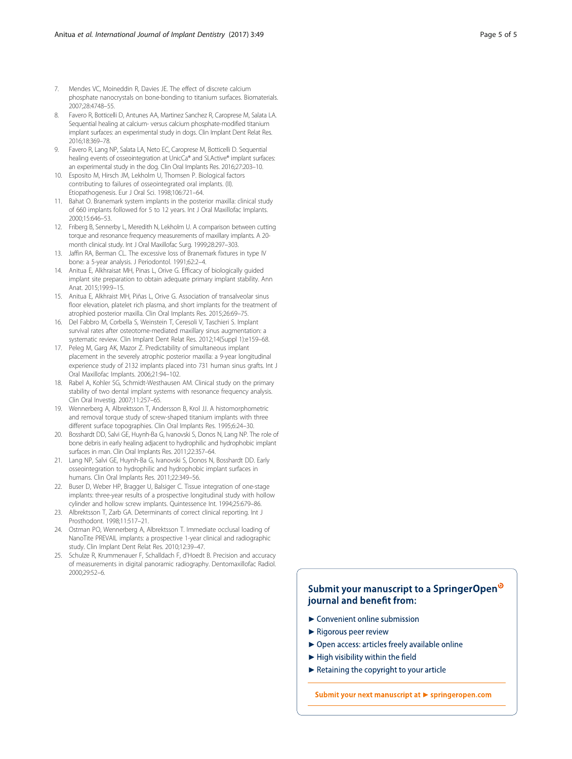7. Mendes VC, Moineddin R, Davies JE. The effect of discrete calcium phosphate nanocrystals on bone-bonding to titanium surfaces. Biomaterials. 2007;28:4748–55.
8. Favero R, Botticelli D, Antunes AA, Martinez Sanchez R, Caroprese M, Salata LA. Sequential healing at calcium- versus calcium phosphate-modified titanium implant surfaces: an experimental study in dogs. Clin Implant Dent Relat Res. 2016;18:369–78.
9. Favero R, Lang NP, Salata LA, Neto EC, Caroprese M, Botticelli D. Sequential healing events of osseointegration at UnicCa® and SLActive® implant surfaces: an experimental study in the dog. Clin Oral Implants Res. 2016;27:203–10.
10. Esposito M, Hirsch JM, Lekholm U, Thomsen P. Biological factors contributing to failures of osseointegrated oral implants. (II). Etiopathogenesis. Eur J Oral Sci. 1998;106:721–64.
11. Bahat O. Branemark system implants in the posterior maxilla: clinical study of 660 implants followed for 5 to 12 years. Int J Oral Maxillofac Implants. 2000;15:646–53.
12. Friberg B, Sennerby L, Meredith N, Lekholm U. A comparison between cutting torque and resonance frequency measurements of maxillary implants. A 20-month clinical study. Int J Oral Maxillofac Surg. 1999;28:297–303.
13. Jaffin RA, Berman CL. The excessive loss of Branemark fixtures in type IV bone: a 5-year analysis. J Periodontol. 1991;62:2–4.
14. Anitua E, Alkhraisat MH, Pinas L, Orive G. Efficacy of biologically guided implant site preparation to obtain adequate primary implant stability. Ann Anat. 2015;199:9–15.
15. Anitua E, Alkhraist MH, Piñas L, Orive G. Association of transalveolar sinus floor elevation, platelet rich plasma, and short implants for the treatment of atrophied posterior maxilla. Clin Oral Implants Res. 2015;26:69–75.
16. Del Fabbro M, Corbella S, Weinstein T, Ceresoli V, Taschieri S. Implant survival rates after osteotome-mediated maxillary sinus augmentation: a systematic review. Clin Implant Dent Relat Res. 2012;14(Suppl 1):e159–68.
17. Peleg M, Garg AK, Mazor Z. Predictability of simultaneous implant placement in the severely atrophic posterior maxilla: a 9-year longitudinal experience study of 2132 implants placed into 731 human sinus grafts. Int J Oral Maxillofac Implants. 2006;21:94–102.
18. Rabel A, Kohler SG, Schmidt-Westhausen AM. Clinical study on the primary stability of two dental implant systems with resonance frequency analysis. Clin Oral Investig. 2007;11:257–65.
19. Wennerberg A, Albrektsson T, Andersson B, Krol JJ. A histomorphometric and removal torque study of screw-shaped titanium implants with three different surface topographies. Clin Oral Implants Res. 1995;6:24–30.
20. Bosshardt DD, Salvi GE, Huynh-Ba G, Ivanovski S, Donos N, Lang NP. The role of bone debris in early healing adjacent to hydrophilic and hydrophobic implant surfaces in man. Clin Oral Implants Res. 2011;22:357–64.
21. Lang NP, Salvi GE, Huynh-Ba G, Ivanovski S, Donos N, Bosshardt DD. Early osseointegration to hydrophilic and hydrophobic implant surfaces in humans. Clin Oral Implants Res. 2011;22:349–56.
22. Buser D, Weber HP, Bragger U, Balsiger C. Tissue integration of one-stage implants: three-year results of a prospective longitudinal study with hollow cylinder and hollow screw implants. Quintessence Int. 1994;25:679–86.
23. Albrektsson T, Zarb GA. Determinants of correct clinical reporting. Int J Prosthodont. 1998;11:517–21.
24. Ostman PO, Wennerberg A, Albrektsson T. Immediate occlusal loading of NanoTite PREVAIL implants: a prospective 1-year clinical and radiographic study. Clin Implant Dent Relat Res. 2010;12:39–47.
25. Schulze R, Krummenauer F, Schalldach F, d'Hoedt B. Precision and accuracy of measurements in digital panoramic radiography. Dentomaxillofac Radiol. 2000;29:52–6.

**Submit your manuscript to a SpringerOpen journal and benefit from:**

- ► Convenient online submission
- ► Rigorous peer review
- ► Open access: articles freely available online
- ► High visibility within the field
- ► Retaining the copyright to your article

**Submit your next manuscript at ► springeropen.com**